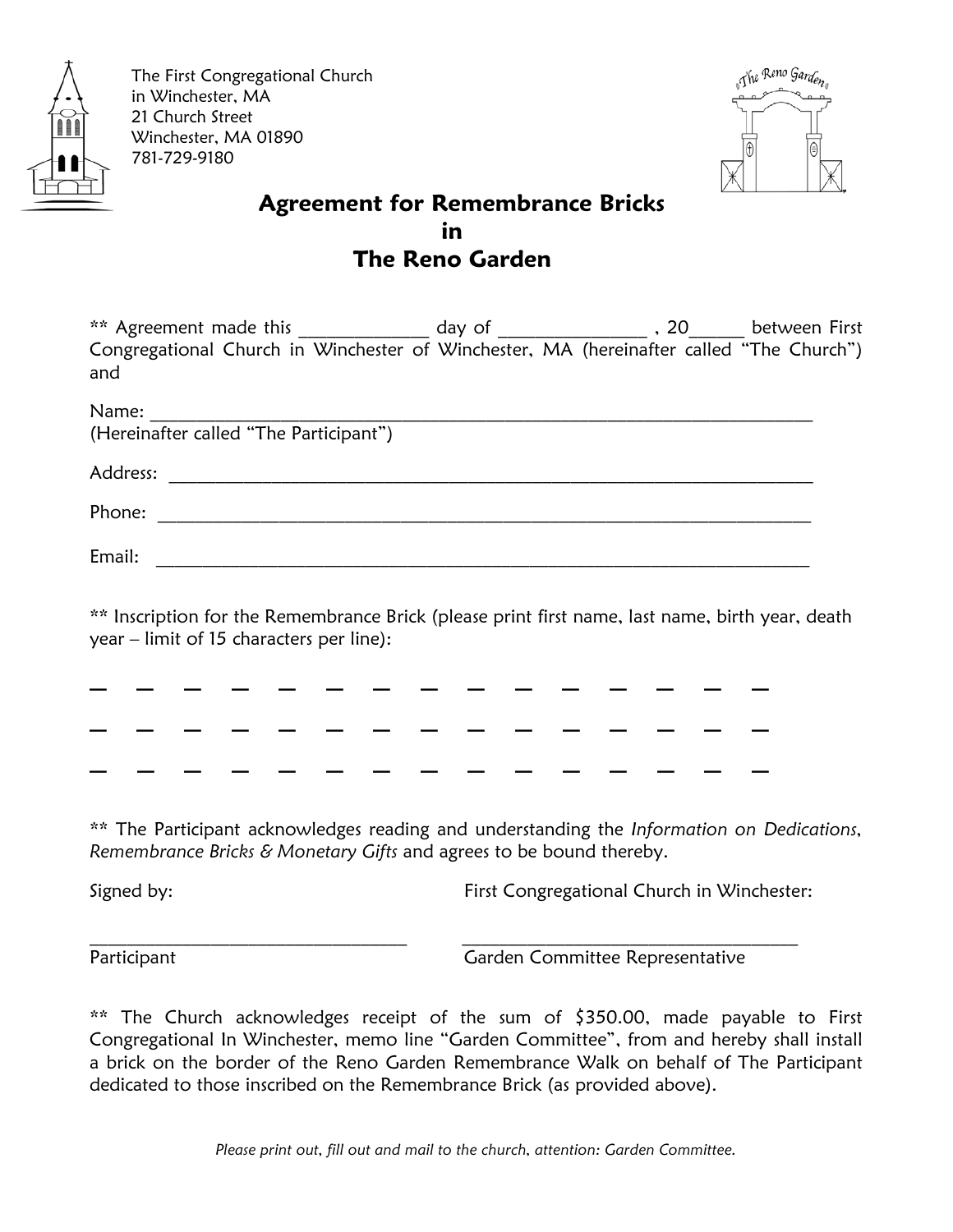The First Congregational Church
in Winchester, MA
21 Church Street
Winchester, MA 01890
781-729-9180

# Agreement for Remembrance Bricks in The Reno Garden

** Agreement made this ______________ day of ________________ , 20______ between First Congregational Church in Winchester of Winchester, MA (hereinafter called "The Church") and

Name: ___________________________________________________________________________
(Hereinafter called "The Participant")

Address: _________________________________________________________________________

Phone: __________________________________________________________________________

Email: __________________________________________________________________________

** Inscription for the Remembrance Brick (please print first name, last name, birth year, death year – limit of 15 characters per line):

_ _ _ _ _ _ _ _ _ _ _ _ _ _ _

_ _ _ _ _ _ _ _ _ _ _ _ _ _ _

_ _ _ _ _ _ _ _ _ _ _ _ _ _ _

** The Participant acknowledges reading and understanding the *Information on Dedications, Remembrance Bricks & Monetary Gifts* and agrees to be bound thereby.

Signed by:

___________________________________
Participant

First Congregational Church in Winchester:

___________________________________
Garden Committee Representative

** The Church acknowledges receipt of the sum of $350.00, made payable to First Congregational In Winchester, memo line "Garden Committee", from and hereby shall install a brick on the border of the Reno Garden Remembrance Walk on behalf of The Participant dedicated to those inscribed on the Remembrance Brick (as provided above).

*Please print out, fill out and mail to the church, attention: Garden Committee.*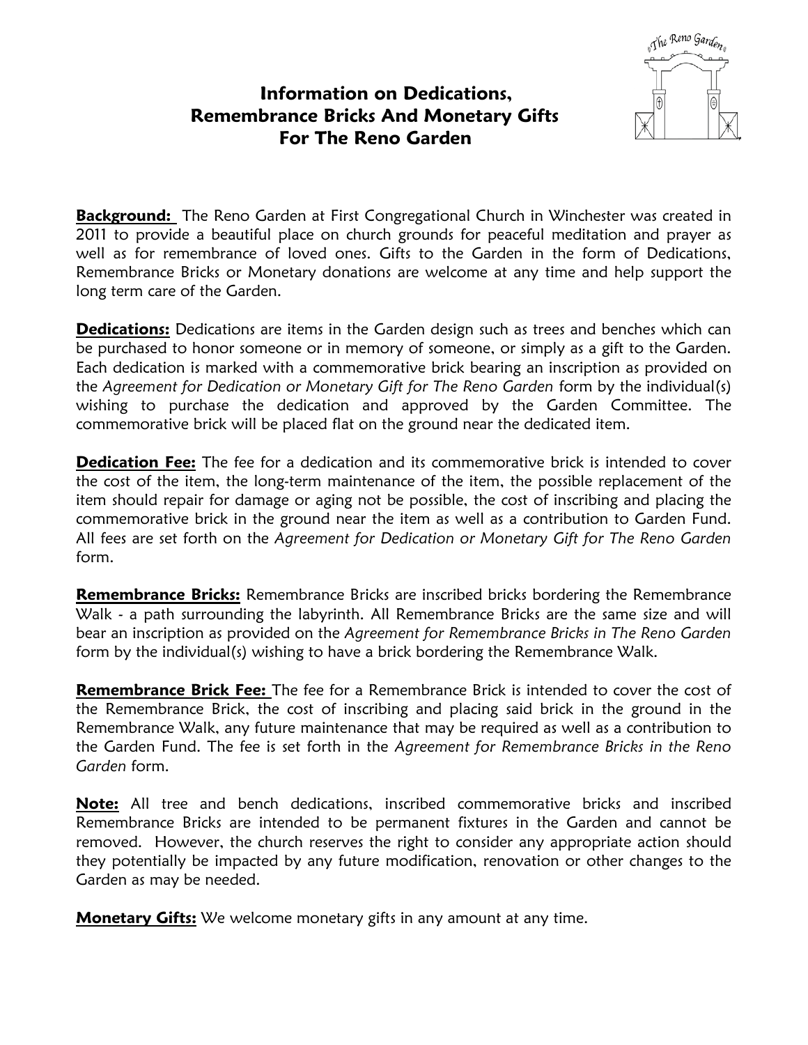# Information on Dedications, Remembrance Bricks And Monetary Gifts For The Reno Garden

**Background:** The Reno Garden at First Congregational Church in Winchester was created in 2011 to provide a beautiful place on church grounds for peaceful meditation and prayer as well as for remembrance of loved ones. Gifts to the Garden in the form of Dedications, Remembrance Bricks or Monetary donations are welcome at any time and help support the long term care of the Garden.

**Dedications:** Dedications are items in the Garden design such as trees and benches which can be purchased to honor someone or in memory of someone, or simply as a gift to the Garden. Each dedication is marked with a commemorative brick bearing an inscription as provided on the *Agreement for Dedication or Monetary Gift for The Reno Garden* form by the individual(s) wishing to purchase the dedication and approved by the Garden Committee. The commemorative brick will be placed flat on the ground near the dedicated item.

**Dedication Fee:** The fee for a dedication and its commemorative brick is intended to cover the cost of the item, the long-term maintenance of the item, the possible replacement of the item should repair for damage or aging not be possible, the cost of inscribing and placing the commemorative brick in the ground near the item as well as a contribution to Garden Fund. All fees are set forth on the *Agreement for Dedication or Monetary Gift for The Reno Garden* form.

**Remembrance Bricks:** Remembrance Bricks are inscribed bricks bordering the Remembrance Walk - a path surrounding the labyrinth. All Remembrance Bricks are the same size and will bear an inscription as provided on the *Agreement for Remembrance Bricks in The Reno Garden* form by the individual(s) wishing to have a brick bordering the Remembrance Walk.

**Remembrance Brick Fee:** The fee for a Remembrance Brick is intended to cover the cost of the Remembrance Brick, the cost of inscribing and placing said brick in the ground in the Remembrance Walk, any future maintenance that may be required as well as a contribution to the Garden Fund. The fee is set forth in the *Agreement for Remembrance Bricks in the Reno Garden* form.

**Note:** All tree and bench dedications, inscribed commemorative bricks and inscribed Remembrance Bricks are intended to be permanent fixtures in the Garden and cannot be removed. However, the church reserves the right to consider any appropriate action should they potentially be impacted by any future modification, renovation or other changes to the Garden as may be needed.

**Monetary Gifts:** We welcome monetary gifts in any amount at any time.